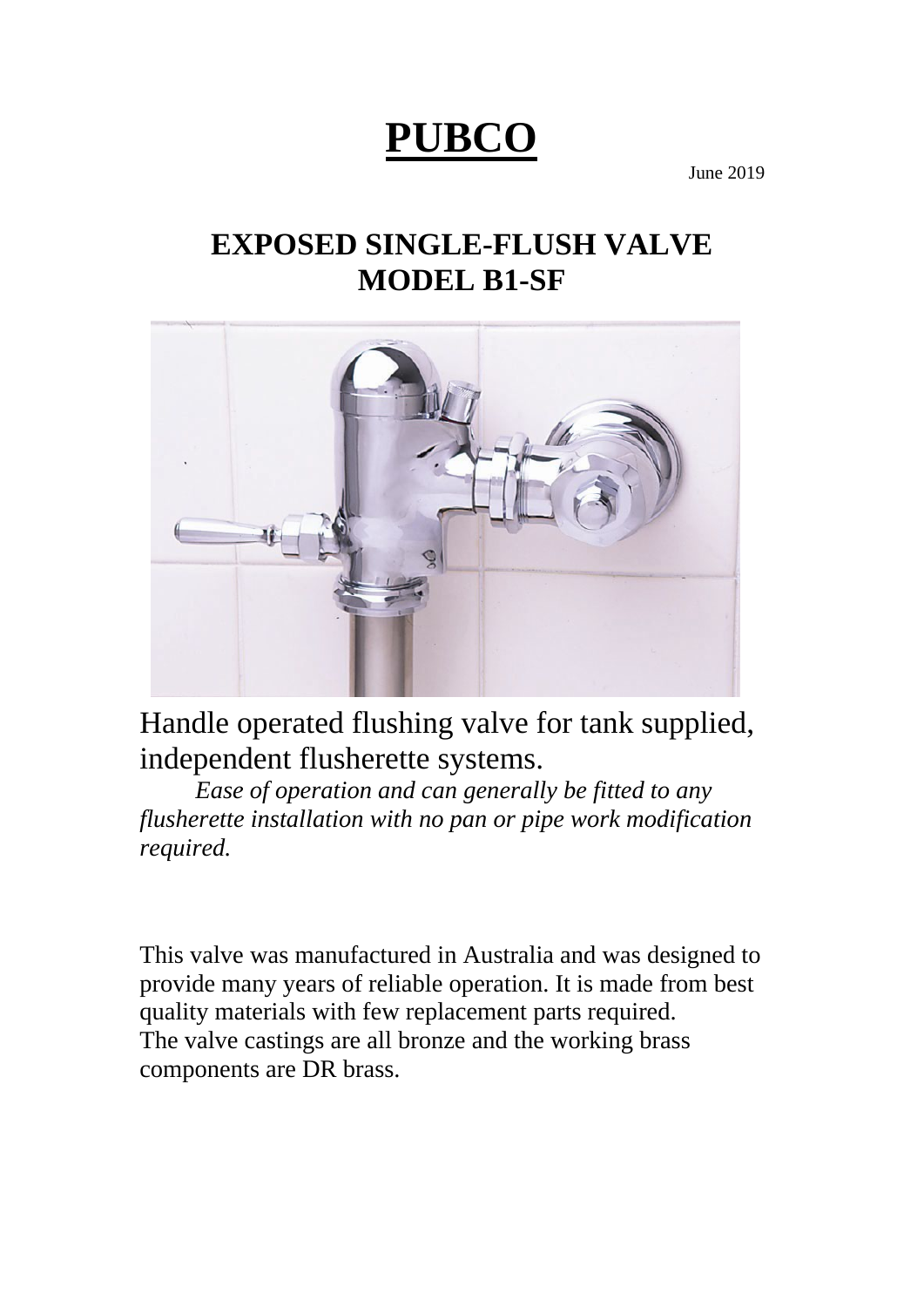# PUBCO

June 2019

## EXPOSED SINGLE-FLUSH VALVE MODEL B1-SF

Handle operated flushing valve for tank supplied, independent flusherette systems.

*Ease of operation and can generally be fitted to any flusherette installation with no pan or pipe work modification required.*

This valve was manufactured in Australia and was designed to provide many years of reliable operation. It is made from best quality materials with few replacement parts required.
The valve castings are all bronze and the working brass components are DR brass.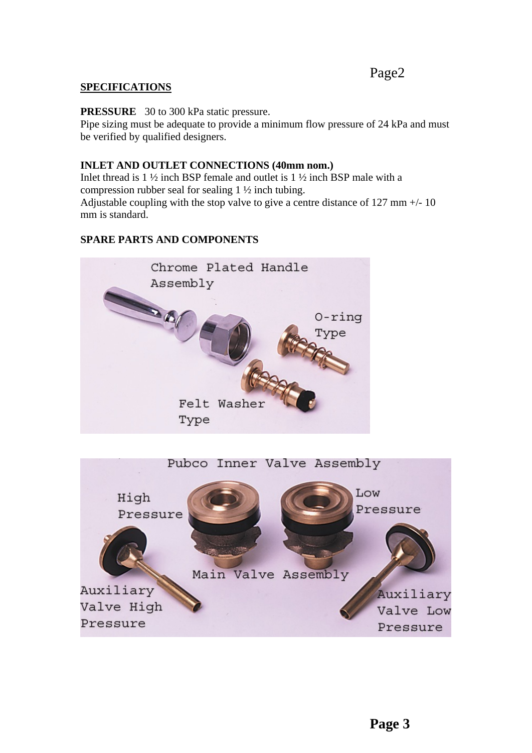## SPECIFICATIONS

**PRESSURE** 30 to 300 kPa static pressure.
Pipe sizing must be adequate to provide a minimum flow pressure of 24 kPa and must be verified by qualified designers.

**INLET AND OUTLET CONNECTIONS (40mm nom.)**
Inlet thread is 1 ½ inch BSP female and outlet is 1 ½ inch BSP male with a compression rubber seal for sealing 1 ½ inch tubing.
Adjustable coupling with the stop valve to give a centre distance of 127 mm +/- 10 mm is standard.

**SPARE PARTS AND COMPONENTS**

Chrome Plated Handle Assembly
O-ring Type
Felt Washer Type

Pubco Inner Valve Assembly
High Pressure
Low Pressure
Main Valve Assembly
Auxiliary Valve High Pressure
Auxiliary Valve Low Pressure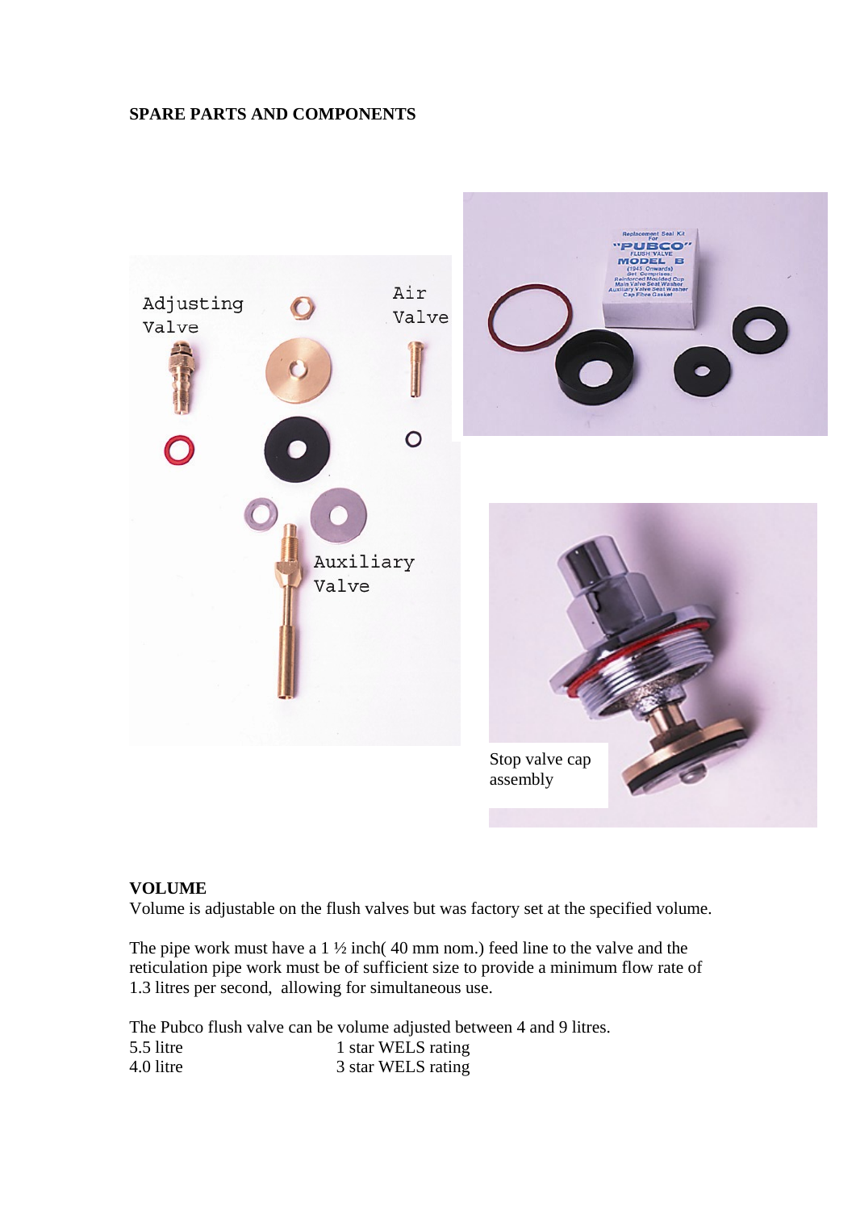**SPARE PARTS AND COMPONENTS**

Adjusting Valve

Air Valve

Auxiliary Valve

Stop valve cap assembly

**VOLUME**

Volume is adjustable on the flush valves but was factory set at the specified volume.

The pipe work must have a 1 ½ inch( 40 mm nom.) feed line to the valve and the reticulation pipe work must be of sufficient size to provide a minimum flow rate of 1.3 litres per second, allowing for simultaneous use.

The Pubco flush valve can be volume adjusted between 4 and 9 litres.

| | |
|---|---|
| 5.5 litre | 1 star WELS rating |
| 4.0 litre | 3 star WELS rating |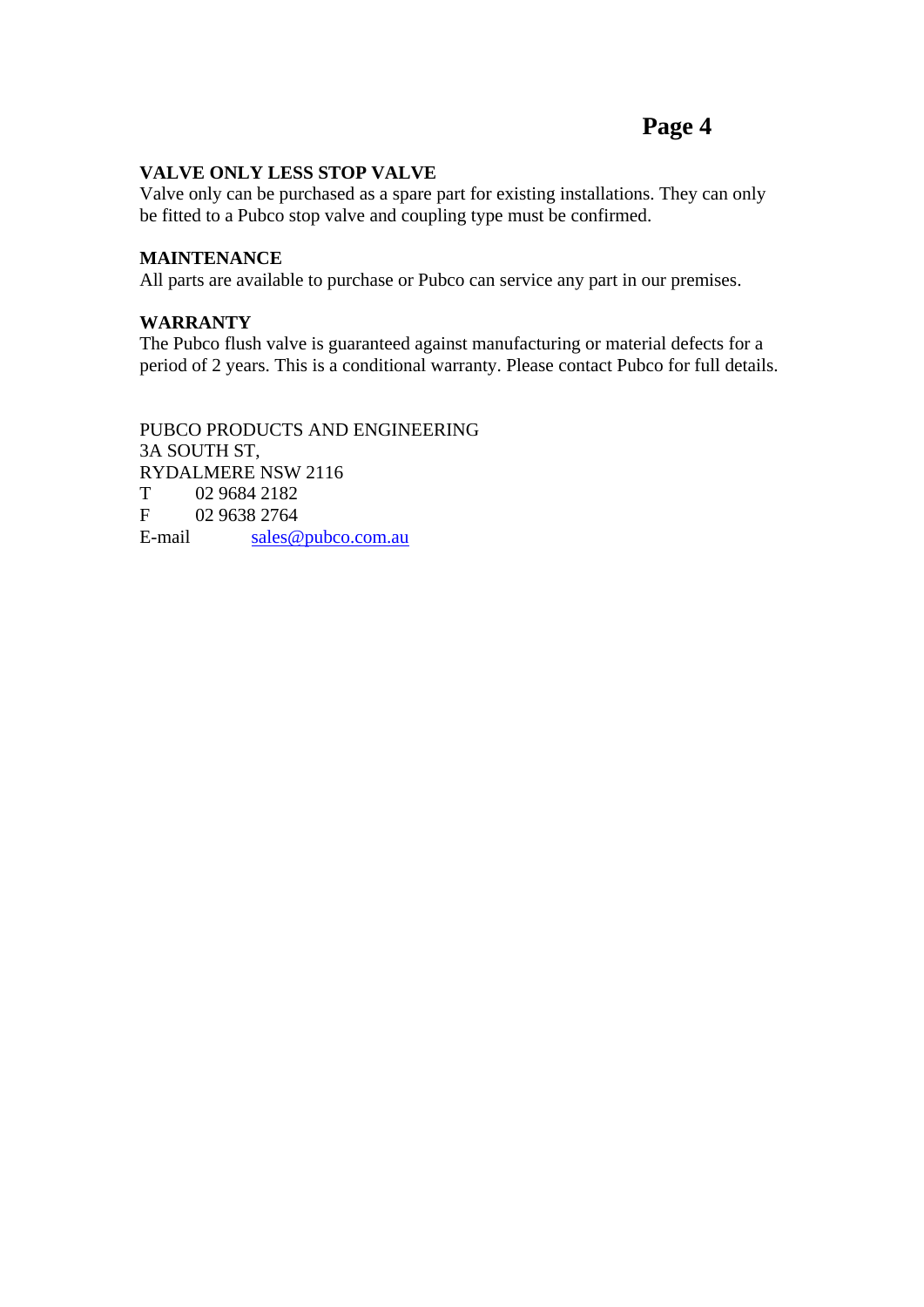## VALVE ONLY LESS STOP VALVE

Valve only can be purchased as a spare part for existing installations. They can only be fitted to a Pubco stop valve and coupling type must be confirmed.

## MAINTENANCE

All parts are available to purchase or Pubco can service any part in our premises.

## WARRANTY

The Pubco flush valve is guaranteed against manufacturing or material defects for a period of 2 years. This is a conditional warranty. Please contact Pubco for full details.

PUBCO PRODUCTS AND ENGINEERING
3A SOUTH ST,
RYDALMERE NSW 2116
T 02 9684 2182
F 02 9638 2764
E-mail sales@pubco.com.au